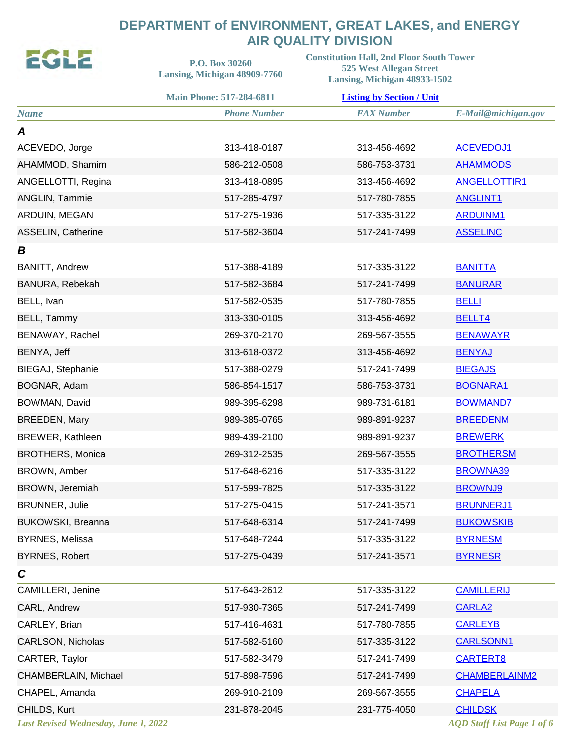# DEPARTMENT of ENVIRONMENT, GREAT LAKES, and ENERGY
## AIR QUALITY DIVISION

EGLE

**P.O. Box 30260**
**Lansing, Michigan 48909-7760**

**Constitution Hall, 2nd Floor South Tower**
**525 West Allegan Street**
**Lansing, Michigan 48933-1502**

**Main Phone: 517-284-6811**

**Listing by Section / Unit**

| Name | Phone Number | FAX Number | E-Mail@michigan.gov |
|---|---|---|---|
| **A** | | | |
| ACEVEDO, Jorge | 313-418-0187 | 313-456-4692 | ACEVEDOJ1 |
| AHAMMOD, Shamim | 586-212-0508 | 586-753-3731 | AHAMMODS |
| ANGELLOTTI, Regina | 313-418-0895 | 313-456-4692 | ANGELLOTTIR1 |
| ANGLIN, Tammie | 517-285-4797 | 517-780-7855 | ANGLINT1 |
| ARDUIN, MEGAN | 517-275-1936 | 517-335-3122 | ARDUINM1 |
| ASSELIN, Catherine | 517-582-3604 | 517-241-7499 | ASSELINC |
| **B** | | | |
| BANITT, Andrew | 517-388-4189 | 517-335-3122 | BANITTA |
| BANURA, Rebekah | 517-582-3684 | 517-241-7499 | BANURAR |
| BELL, Ivan | 517-582-0535 | 517-780-7855 | BELLI |
| BELL, Tammy | 313-330-0105 | 313-456-4692 | BELLT4 |
| BENAWAY, Rachel | 269-370-2170 | 269-567-3555 | BENAWAYR |
| BENYA, Jeff | 313-618-0372 | 313-456-4692 | BENYAJ |
| BIEGAJ, Stephanie | 517-388-0279 | 517-241-7499 | BIEGAJS |
| BOGNAR, Adam | 586-854-1517 | 586-753-3731 | BOGNARA1 |
| BOWMAN, David | 989-395-6298 | 989-731-6181 | BOWMAND7 |
| BREEDEN, Mary | 989-385-0765 | 989-891-9237 | BREEDENM |
| BREWER, Kathleen | 989-439-2100 | 989-891-9237 | BREWERK |
| BROTHERS, Monica | 269-312-2535 | 269-567-3555 | BROTHERSM |
| BROWN, Amber | 517-648-6216 | 517-335-3122 | BROWNA39 |
| BROWN, Jeremiah | 517-599-7825 | 517-335-3122 | BROWNJ9 |
| BRUNNER, Julie | 517-275-0415 | 517-241-3571 | BRUNNERJ1 |
| BUKOWSKI, Breanna | 517-648-6314 | 517-241-7499 | BUKOWSKIB |
| BYRNES, Melissa | 517-648-7244 | 517-335-3122 | BYRNESM |
| BYRNES, Robert | 517-275-0439 | 517-241-3571 | BYRNESR |
| **C** | | | |
| CAMILLERI, Jenine | 517-643-2612 | 517-335-3122 | CAMILLERIJ |
| CARL, Andrew | 517-930-7365 | 517-241-7499 | CARLA2 |
| CARLEY, Brian | 517-416-4631 | 517-780-7855 | CARLEYB |
| CARLSON, Nicholas | 517-582-5160 | 517-335-3122 | CARLSONN1 |
| CARTER, Taylor | 517-582-3479 | 517-241-7499 | CARTERT8 |
| CHAMBERLAIN, Michael | 517-898-7596 | 517-241-7499 | CHAMBERLAINM2 |
| CHAPEL, Amanda | 269-910-2109 | 269-567-3555 | CHAPELA |
| CHILDS, Kurt | 231-878-2045 | 231-775-4050 | CHILDSK |

*Last Revised Wednesday, June 1, 2022*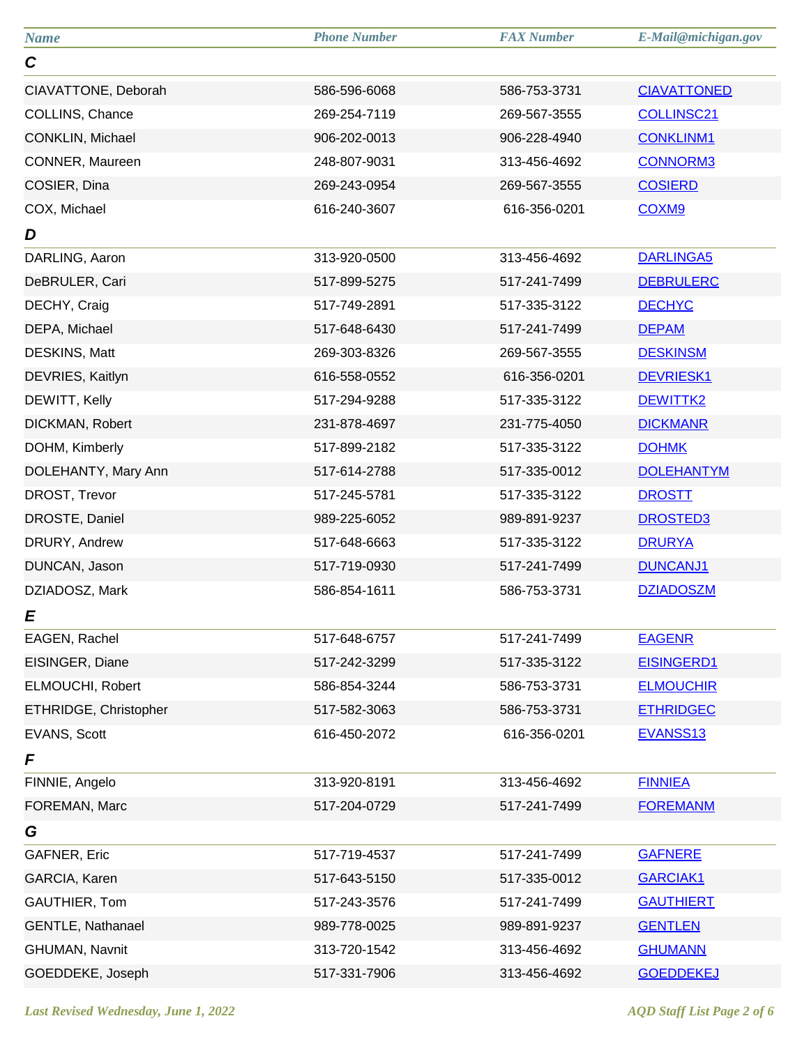| Name | Phone Number | FAX Number | E-Mail@michigan.gov |
|---|---|---|---|
| ***C*** | | | |
| CIAVATTONE, Deborah | 586-596-6068 | 586-753-3731 | CIAVATTONED |
| COLLINS, Chance | 269-254-7119 | 269-567-3555 | COLLINSC21 |
| CONKLIN, Michael | 906-202-0013 | 906-228-4940 | CONKLINM1 |
| CONNER, Maureen | 248-807-9031 | 313-456-4692 | CONNORM3 |
| COSIER, Dina | 269-243-0954 | 269-567-3555 | COSIERD |
| COX, Michael | 616-240-3607 | 616-356-0201 | COXM9 |
| ***D*** | | | |
| DARLING, Aaron | 313-920-0500 | 313-456-4692 | DARLINGA5 |
| DeBRULER, Cari | 517-899-5275 | 517-241-7499 | DEBRULERC |
| DECHY, Craig | 517-749-2891 | 517-335-3122 | DECHYC |
| DEPA, Michael | 517-648-6430 | 517-241-7499 | DEPAM |
| DESKINS, Matt | 269-303-8326 | 269-567-3555 | DESKINSM |
| DEVRIES, Kaitlyn | 616-558-0552 | 616-356-0201 | DEVRIESK1 |
| DEWITT, Kelly | 517-294-9288 | 517-335-3122 | DEWITTK2 |
| DICKMAN, Robert | 231-878-4697 | 231-775-4050 | DICKMANR |
| DOHM, Kimberly | 517-899-2182 | 517-335-3122 | DOHMK |
| DOLEHANTY, Mary Ann | 517-614-2788 | 517-335-0012 | DOLEHANTYM |
| DROST, Trevor | 517-245-5781 | 517-335-3122 | DROSTT |
| DROSTE, Daniel | 989-225-6052 | 989-891-9237 | DROSTED3 |
| DRURY, Andrew | 517-648-6663 | 517-335-3122 | DRURYA |
| DUNCAN, Jason | 517-719-0930 | 517-241-7499 | DUNCANJ1 |
| DZIADOSZ, Mark | 586-854-1611 | 586-753-3731 | DZIADOSZM |
| ***E*** | | | |
| EAGEN, Rachel | 517-648-6757 | 517-241-7499 | EAGENR |
| EISINGER, Diane | 517-242-3299 | 517-335-3122 | EISINGERD1 |
| ELMOUCHI, Robert | 586-854-3244 | 586-753-3731 | ELMOUCHIR |
| ETHRIDGE, Christopher | 517-582-3063 | 586-753-3731 | ETHRIDGEC |
| EVANS, Scott | 616-450-2072 | 616-356-0201 | EVANSS13 |
| ***F*** | | | |
| FINNIE, Angelo | 313-920-8191 | 313-456-4692 | FINNIEA |
| FOREMAN, Marc | 517-204-0729 | 517-241-7499 | FOREMANM |
| ***G*** | | | |
| GAFNER, Eric | 517-719-4537 | 517-241-7499 | GAFNERE |
| GARCIA, Karen | 517-643-5150 | 517-335-0012 | GARCIAK1 |
| GAUTHIER, Tom | 517-243-3576 | 517-241-7499 | GAUTHIERT |
| GENTLE, Nathanael | 989-778-0025 | 989-891-9237 | GENTLEN |
| GHUMAN, Navnit | 313-720-1542 | 313-456-4692 | GHUMANN |
| GOEDDEKE, Joseph | 517-331-7906 | 313-456-4692 | GOEDDEKEJ |

*Last Revised Wednesday, June 1, 2022*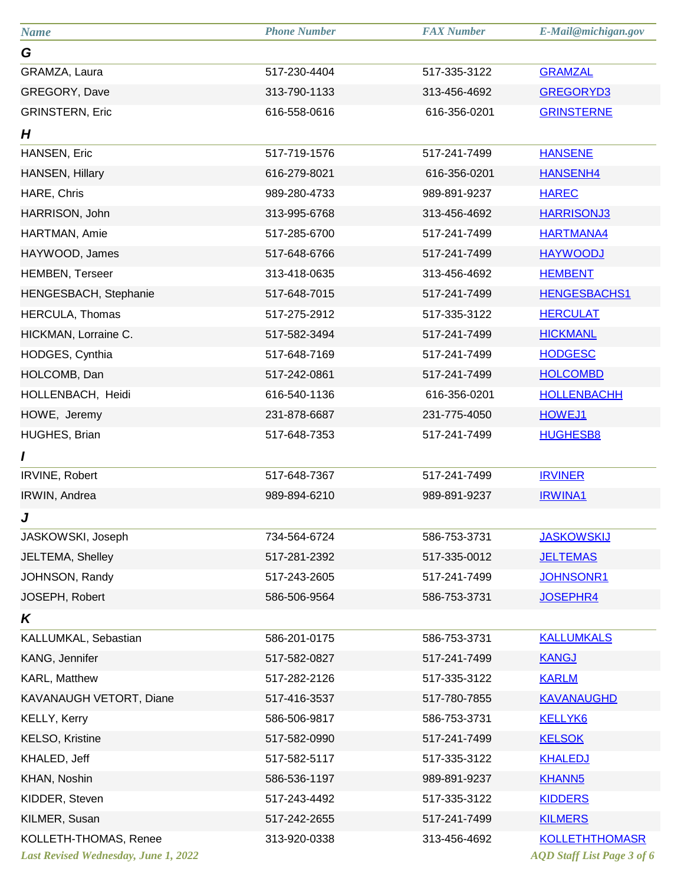| Name | Phone Number | FAX Number | E-Mail@michigan.gov |
|---|---|---|---|
| ***G*** | | | |
| GRAMZA, Laura | 517-230-4404 | 517-335-3122 | GRAMZAL |
| GREGORY, Dave | 313-790-1133 | 313-456-4692 | GREGORYD3 |
| GRINSTERN, Eric | 616-558-0616 | 616-356-0201 | GRINSTERNE |
| ***H*** | | | |
| HANSEN, Eric | 517-719-1576 | 517-241-7499 | HANSENE |
| HANSEN, Hillary | 616-279-8021 | 616-356-0201 | HANSENH4 |
| HARE, Chris | 989-280-4733 | 989-891-9237 | HAREC |
| HARRISON, John | 313-995-6768 | 313-456-4692 | HARRISONJ3 |
| HARTMAN, Amie | 517-285-6700 | 517-241-7499 | HARTMANA4 |
| HAYWOOD, James | 517-648-6766 | 517-241-7499 | HAYWOODJ |
| HEMBEN, Terseer | 313-418-0635 | 313-456-4692 | HEMBENT |
| HENGESBACH, Stephanie | 517-648-7015 | 517-241-7499 | HENGESBACHS1 |
| HERCULA, Thomas | 517-275-2912 | 517-335-3122 | HERCULAT |
| HICKMAN, Lorraine C. | 517-582-3494 | 517-241-7499 | HICKMANL |
| HODGES, Cynthia | 517-648-7169 | 517-241-7499 | HODGESC |
| HOLCOMB, Dan | 517-242-0861 | 517-241-7499 | HOLCOMBD |
| HOLLENBACH, Heidi | 616-540-1136 | 616-356-0201 | HOLLENBACHH |
| HOWE, Jeremy | 231-878-6687 | 231-775-4050 | HOWEJ1 |
| HUGHES, Brian | 517-648-7353 | 517-241-7499 | HUGHESB8 |
| ***I*** | | | |
| IRVINE, Robert | 517-648-7367 | 517-241-7499 | IRVINER |
| IRWIN, Andrea | 989-894-6210 | 989-891-9237 | IRWINA1 |
| ***J*** | | | |
| JASKOWSKI, Joseph | 734-564-6724 | 586-753-3731 | JASKOWSKIJ |
| JELTEMA, Shelley | 517-281-2392 | 517-335-0012 | JELTEMAS |
| JOHNSON, Randy | 517-243-2605 | 517-241-7499 | JOHNSONR1 |
| JOSEPH, Robert | 586-506-9564 | 586-753-3731 | JOSEPHR4 |
| ***K*** | | | |
| KALLUMKAL, Sebastian | 586-201-0175 | 586-753-3731 | KALLUMKALS |
| KANG, Jennifer | 517-582-0827 | 517-241-7499 | KANGJ |
| KARL, Matthew | 517-282-2126 | 517-335-3122 | KARLM |
| KAVANAUGH VETORT, Diane | 517-416-3537 | 517-780-7855 | KAVANAUGHD |
| KELLY, Kerry | 586-506-9817 | 586-753-3731 | KELLYK6 |
| KELSO, Kristine | 517-582-0990 | 517-241-7499 | KELSOK |
| KHALED, Jeff | 517-582-5117 | 517-335-3122 | KHALEDJ |
| KHAN, Noshin | 586-536-1197 | 989-891-9237 | KHANN5 |
| KIDDER, Steven | 517-243-4492 | 517-335-3122 | KIDDERS |
| KILMER, Susan | 517-242-2655 | 517-241-7499 | KILMERS |
| KOLLETH-THOMAS, Renee | 313-920-0338 | 313-456-4692 | KOLLETHTHOMASR |

*Last Revised Wednesday, June 1, 2022*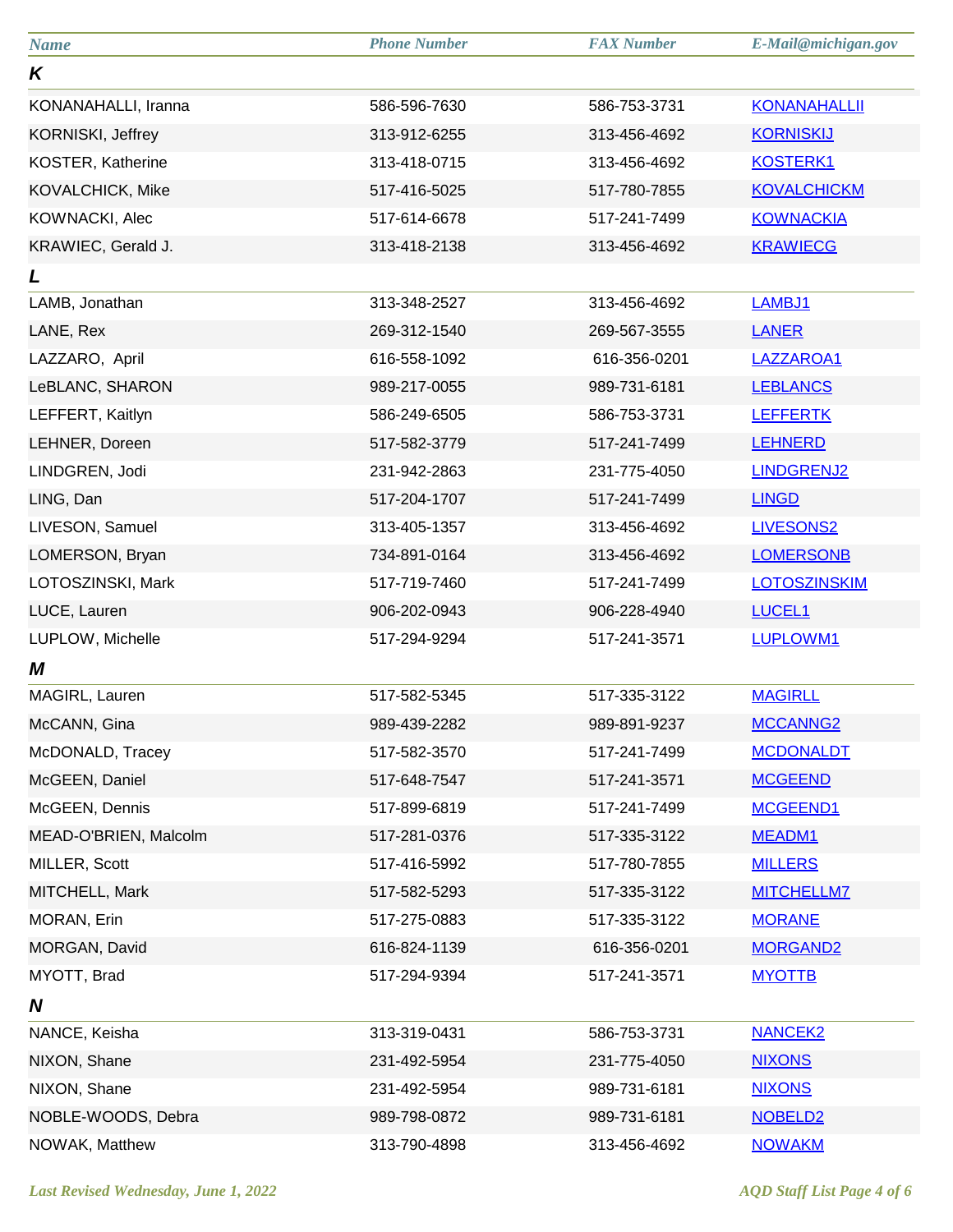| Name | Phone Number | FAX Number | E-Mail@michigan.gov |
|---|---|---|---|
| ***K*** | | | |
| KONANAHALLI, Iranna | 586-596-7630 | 586-753-3731 | KONANAHALLII |
| KORNISKI, Jeffrey | 313-912-6255 | 313-456-4692 | KORNISKIJ |
| KOSTER, Katherine | 313-418-0715 | 313-456-4692 | KOSTERK1 |
| KOVALCHICK, Mike | 517-416-5025 | 517-780-7855 | KOVALCHICKM |
| KOWNACKI, Alec | 517-614-6678 | 517-241-7499 | KOWNACKIA |
| KRAWIEC, Gerald J. | 313-418-2138 | 313-456-4692 | KRAWIECG |
| ***L*** | | | |
| LAMB, Jonathan | 313-348-2527 | 313-456-4692 | LAMBJ1 |
| LANE, Rex | 269-312-1540 | 269-567-3555 | LANER |
| LAZZARO, April | 616-558-1092 | 616-356-0201 | LAZZAROA1 |
| LeBLANC, SHARON | 989-217-0055 | 989-731-6181 | LEBLANCS |
| LEFFERT, Kaitlyn | 586-249-6505 | 586-753-3731 | LEFFERTK |
| LEHNER, Doreen | 517-582-3779 | 517-241-7499 | LEHNERD |
| LINDGREN, Jodi | 231-942-2863 | 231-775-4050 | LINDGRENJ2 |
| LING, Dan | 517-204-1707 | 517-241-7499 | LINGD |
| LIVESON, Samuel | 313-405-1357 | 313-456-4692 | LIVESONS2 |
| LOMERSON, Bryan | 734-891-0164 | 313-456-4692 | LOMERSONB |
| LOTOSZINSKI, Mark | 517-719-7460 | 517-241-7499 | LOTOSZINSKIM |
| LUCE, Lauren | 906-202-0943 | 906-228-4940 | LUCEL1 |
| LUPLOW, Michelle | 517-294-9294 | 517-241-3571 | LUPLOWM1 |
| ***M*** | | | |
| MAGIRL, Lauren | 517-582-5345 | 517-335-3122 | MAGIRLL |
| McCANN, Gina | 989-439-2282 | 989-891-9237 | MCCANNG2 |
| McDONALD, Tracey | 517-582-3570 | 517-241-7499 | MCDONALDT |
| McGEEN, Daniel | 517-648-7547 | 517-241-3571 | MCGEEND |
| McGEEN, Dennis | 517-899-6819 | 517-241-7499 | MCGEEND1 |
| MEAD-O'BRIEN, Malcolm | 517-281-0376 | 517-335-3122 | MEADM1 |
| MILLER, Scott | 517-416-5992 | 517-780-7855 | MILLERS |
| MITCHELL, Mark | 517-582-5293 | 517-335-3122 | MITCHELLM7 |
| MORAN, Erin | 517-275-0883 | 517-335-3122 | MORANE |
| MORGAN, David | 616-824-1139 | 616-356-0201 | MORGAND2 |
| MYOTT, Brad | 517-294-9394 | 517-241-3571 | MYOTTB |
| ***N*** | | | |
| NANCE, Keisha | 313-319-0431 | 586-753-3731 | NANCEK2 |
| NIXON, Shane | 231-492-5954 | 231-775-4050 | NIXONS |
| NIXON, Shane | 231-492-5954 | 989-731-6181 | NIXONS |
| NOBLE-WOODS, Debra | 989-798-0872 | 989-731-6181 | NOBELD2 |
| NOWAK, Matthew | 313-790-4898 | 313-456-4692 | NOWAKM |

*Last Revised Wednesday, June 1, 2022*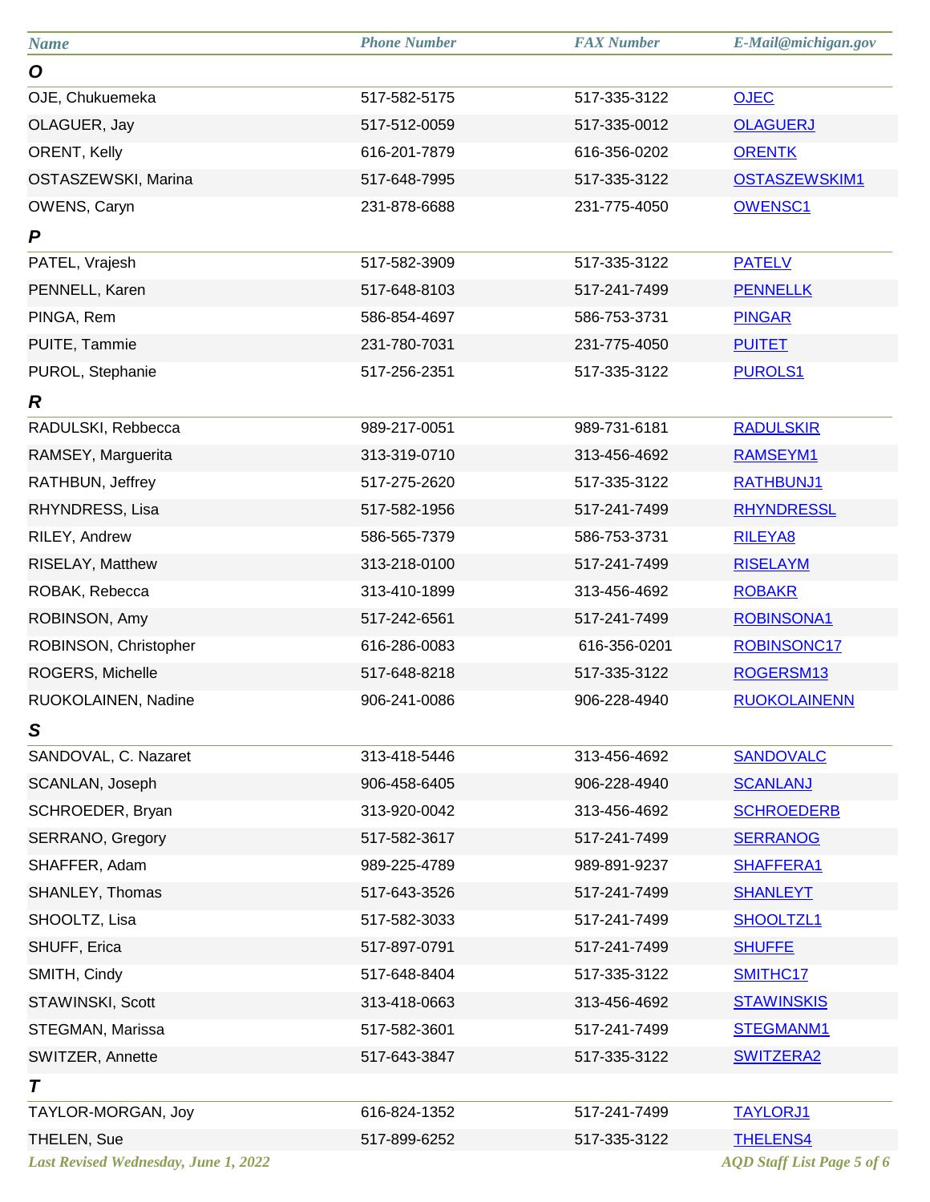| Name | Phone Number | FAX Number | E-Mail@michigan.gov |
|---|---|---|---|
| **O** | | | |
| OJE, Chukuemeka | 517-582-5175 | 517-335-3122 | OJEC |
| OLAGUER, Jay | 517-512-0059 | 517-335-0012 | OLAGUERJ |
| ORENT, Kelly | 616-201-7879 | 616-356-0202 | ORENTK |
| OSTASZEWSKI, Marina | 517-648-7995 | 517-335-3122 | OSTASZEWSKIM1 |
| OWENS, Caryn | 231-878-6688 | 231-775-4050 | OWENSC1 |
| **P** | | | |
| PATEL, Vrajesh | 517-582-3909 | 517-335-3122 | PATELV |
| PENNELL, Karen | 517-648-8103 | 517-241-7499 | PENNELLK |
| PINGA, Rem | 586-854-4697 | 586-753-3731 | PINGAR |
| PUITE, Tammie | 231-780-7031 | 231-775-4050 | PUITET |
| PUROL, Stephanie | 517-256-2351 | 517-335-3122 | PUROLS1 |
| **R** | | | |
| RADULSKI, Rebbecca | 989-217-0051 | 989-731-6181 | RADULSKIR |
| RAMSEY, Marguerita | 313-319-0710 | 313-456-4692 | RAMSEYM1 |
| RATHBUN, Jeffrey | 517-275-2620 | 517-335-3122 | RATHBUNJ1 |
| RHYNDRESS, Lisa | 517-582-1956 | 517-241-7499 | RHYNDRESSL |
| RILEY, Andrew | 586-565-7379 | 586-753-3731 | RILEYA8 |
| RISELAY, Matthew | 313-218-0100 | 517-241-7499 | RISELAYM |
| ROBAK, Rebecca | 313-410-1899 | 313-456-4692 | ROBAKR |
| ROBINSON, Amy | 517-242-6561 | 517-241-7499 | ROBINSONA1 |
| ROBINSON, Christopher | 616-286-0083 | 616-356-0201 | ROBINSONC17 |
| ROGERS, Michelle | 517-648-8218 | 517-335-3122 | ROGERSM13 |
| RUOKOLAINEN, Nadine | 906-241-0086 | 906-228-4940 | RUOKOLAINENN |
| **S** | | | |
| SANDOVAL, C. Nazaret | 313-418-5446 | 313-456-4692 | SANDOVALC |
| SCANLAN, Joseph | 906-458-6405 | 906-228-4940 | SCANLANJ |
| SCHROEDER, Bryan | 313-920-0042 | 313-456-4692 | SCHROEDERB |
| SERRANO, Gregory | 517-582-3617 | 517-241-7499 | SERRANOG |
| SHAFFER, Adam | 989-225-4789 | 989-891-9237 | SHAFFERA1 |
| SHANLEY, Thomas | 517-643-3526 | 517-241-7499 | SHANLEYT |
| SHOOLTZ, Lisa | 517-582-3033 | 517-241-7499 | SHOOLTZL1 |
| SHUFF, Erica | 517-897-0791 | 517-241-7499 | SHUFFE |
| SMITH, Cindy | 517-648-8404 | 517-335-3122 | SMITHC17 |
| STAWINSKI, Scott | 313-418-0663 | 313-456-4692 | STAWINSKIS |
| STEGMAN, Marissa | 517-582-3601 | 517-241-7499 | STEGMANM1 |
| SWITZER, Annette | 517-643-3847 | 517-335-3122 | SWITZERA2 |
| **T** | | | |
| TAYLOR-MORGAN, Joy | 616-824-1352 | 517-241-7499 | TAYLORJ1 |
| THELEN, Sue | 517-899-6252 | 517-335-3122 | THELENS4 |

*Last Revised Wednesday, June 1, 2022*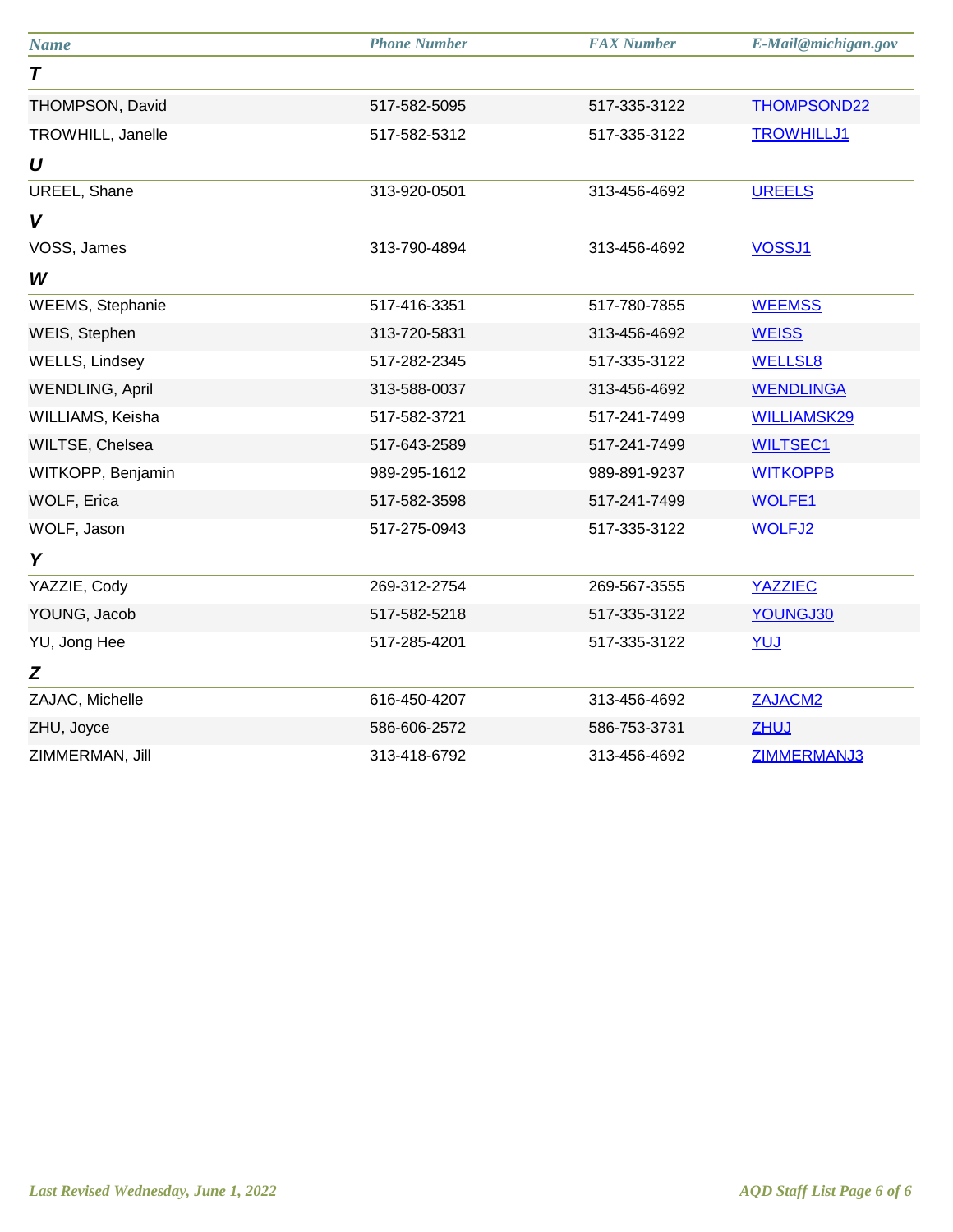| Name | Phone Number | FAX Number | E-Mail@michigan.gov |
|---|---|---|---|
| ***T*** | | | |
| THOMPSON, David | 517-582-5095 | 517-335-3122 | THOMPSOND22 |
| TROWHILL, Janelle | 517-582-5312 | 517-335-3122 | TROWHILLJ1 |
| ***U*** | | | |
| UREEL, Shane | 313-920-0501 | 313-456-4692 | UREELS |
| ***V*** | | | |
| VOSS, James | 313-790-4894 | 313-456-4692 | VOSSJ1 |
| ***W*** | | | |
| WEEMS, Stephanie | 517-416-3351 | 517-780-7855 | WEEMSS |
| WEIS, Stephen | 313-720-5831 | 313-456-4692 | WEISS |
| WELLS, Lindsey | 517-282-2345 | 517-335-3122 | WELLSL8 |
| WENDLING, April | 313-588-0037 | 313-456-4692 | WENDLINGA |
| WILLIAMS, Keisha | 517-582-3721 | 517-241-7499 | WILLIAMSK29 |
| WILTSE, Chelsea | 517-643-2589 | 517-241-7499 | WILTSEC1 |
| WITKOPP, Benjamin | 989-295-1612 | 989-891-9237 | WITKOPPB |
| WOLF, Erica | 517-582-3598 | 517-241-7499 | WOLFE1 |
| WOLF, Jason | 517-275-0943 | 517-335-3122 | WOLFJ2 |
| ***Y*** | | | |
| YAZZIE, Cody | 269-312-2754 | 269-567-3555 | YAZZIEC |
| YOUNG, Jacob | 517-582-5218 | 517-335-3122 | YOUNGJ30 |
| YU, Jong Hee | 517-285-4201 | 517-335-3122 | YUJ |
| ***Z*** | | | |
| ZAJAC, Michelle | 616-450-4207 | 313-456-4692 | ZAJACM2 |
| ZHU, Joyce | 586-606-2572 | 586-753-3731 | ZHUJ |
| ZIMMERMAN, Jill | 313-418-6792 | 313-456-4692 | ZIMMERMANJ3 |

*Last Revised Wednesday, June 1, 2022*